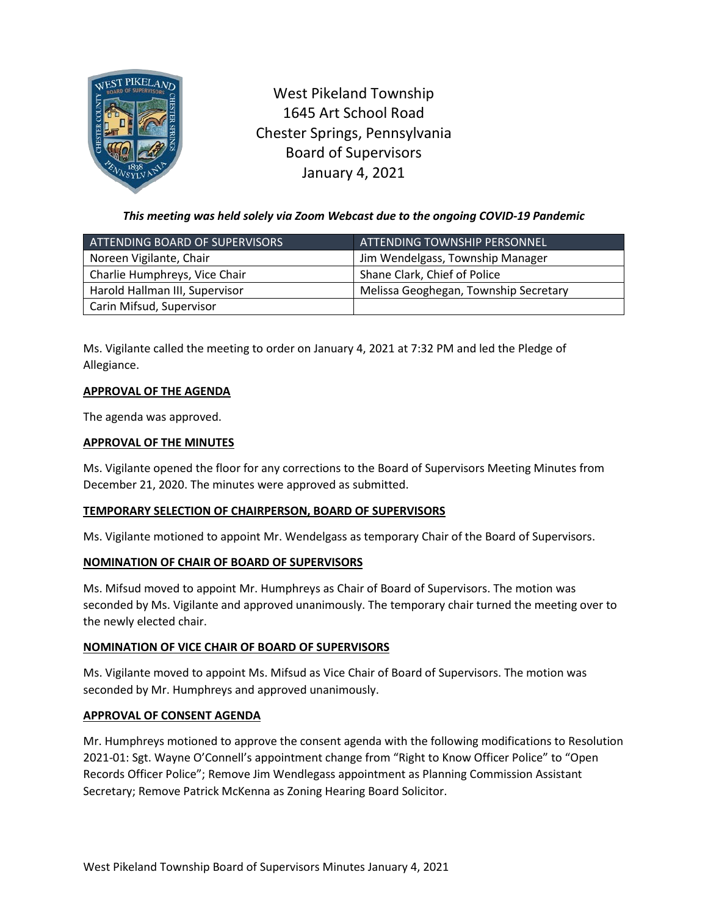West Pikeland Township
1645 Art School Road
Chester Springs, Pennsylvania
Board of Supervisors
January 4, 2021

***This meeting was held solely via Zoom Webcast due to the ongoing COVID-19 Pandemic***

| ATTENDING BOARD OF SUPERVISORS | ATTENDING TOWNSHIP PERSONNEL |
|---|---|
| Noreen Vigilante, Chair | Jim Wendelgass, Township Manager |
| Charlie Humphreys, Vice Chair | Shane Clark, Chief of Police |
| Harold Hallman III, Supervisor | Melissa Geoghegan, Township Secretary |
| Carin Mifsud, Supervisor | |

Ms. Vigilante called the meeting to order on January 4, 2021 at 7:32 PM and led the Pledge of Allegiance.

**APPROVAL OF THE AGENDA**

The agenda was approved.

**APPROVAL OF THE MINUTES**

Ms. Vigilante opened the floor for any corrections to the Board of Supervisors Meeting Minutes from December 21, 2020. The minutes were approved as submitted.

**TEMPORARY SELECTION OF CHAIRPERSON, BOARD OF SUPERVISORS**

Ms. Vigilante motioned to appoint Mr. Wendelgass as temporary Chair of the Board of Supervisors.

**NOMINATION OF CHAIR OF BOARD OF SUPERVISORS**

Ms. Mifsud moved to appoint Mr. Humphreys as Chair of Board of Supervisors. The motion was seconded by Ms. Vigilante and approved unanimously. The temporary chair turned the meeting over to the newly elected chair.

**NOMINATION OF VICE CHAIR OF BOARD OF SUPERVISORS**

Ms. Vigilante moved to appoint Ms. Mifsud as Vice Chair of Board of Supervisors. The motion was seconded by Mr. Humphreys and approved unanimously.

**APPROVAL OF CONSENT AGENDA**

Mr. Humphreys motioned to approve the consent agenda with the following modifications to Resolution 2021-01: Sgt. Wayne O'Connell's appointment change from "Right to Know Officer Police" to "Open Records Officer Police"; Remove Jim Wendlegass appointment as Planning Commission Assistant Secretary; Remove Patrick McKenna as Zoning Hearing Board Solicitor.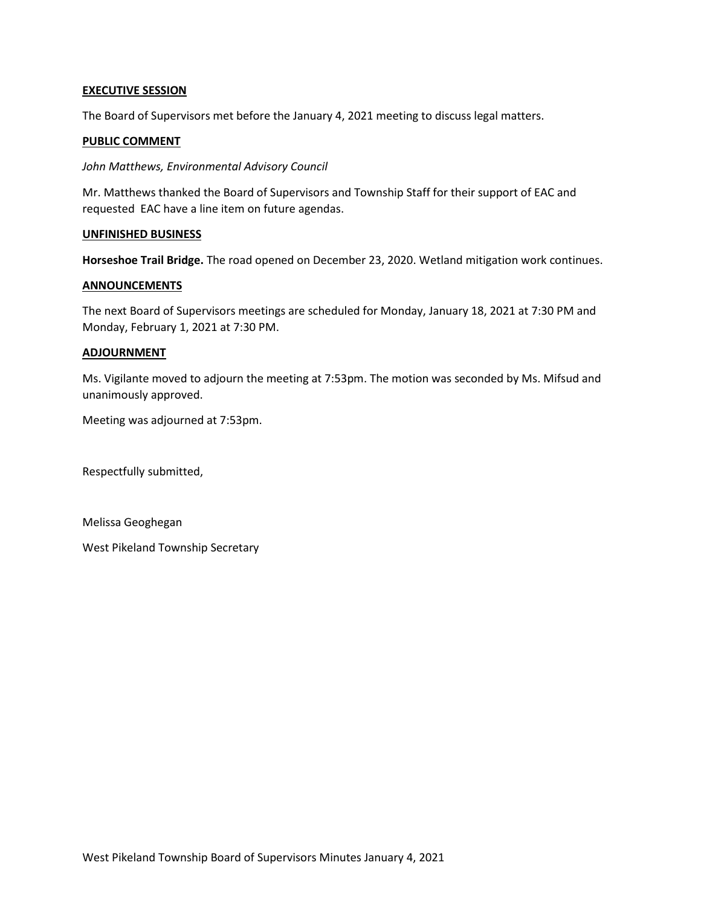**EXECUTIVE SESSION**

The Board of Supervisors met before the January 4, 2021 meeting to discuss legal matters.

**PUBLIC COMMENT**

*John Matthews, Environmental Advisory Council*

Mr. Matthews thanked the Board of Supervisors and Township Staff for their support of EAC and requested EAC have a line item on future agendas.

**UNFINISHED BUSINESS**

**Horseshoe Trail Bridge.** The road opened on December 23, 2020. Wetland mitigation work continues.

**ANNOUNCEMENTS**

The next Board of Supervisors meetings are scheduled for Monday, January 18, 2021 at 7:30 PM and Monday, February 1, 2021 at 7:30 PM.

**ADJOURNMENT**

Ms. Vigilante moved to adjourn the meeting at 7:53pm. The motion was seconded by Ms. Mifsud and unanimously approved.

Meeting was adjourned at 7:53pm.

Respectfully submitted,

Melissa Geoghegan

West Pikeland Township Secretary